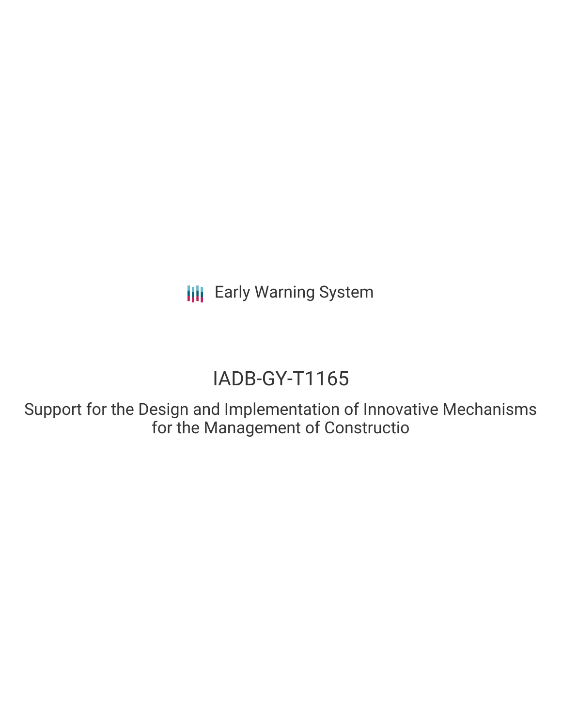Early Warning System

# IADB-GY-T1165

## Support for the Design and Implementation of Innovative Mechanisms for the Management of Constructio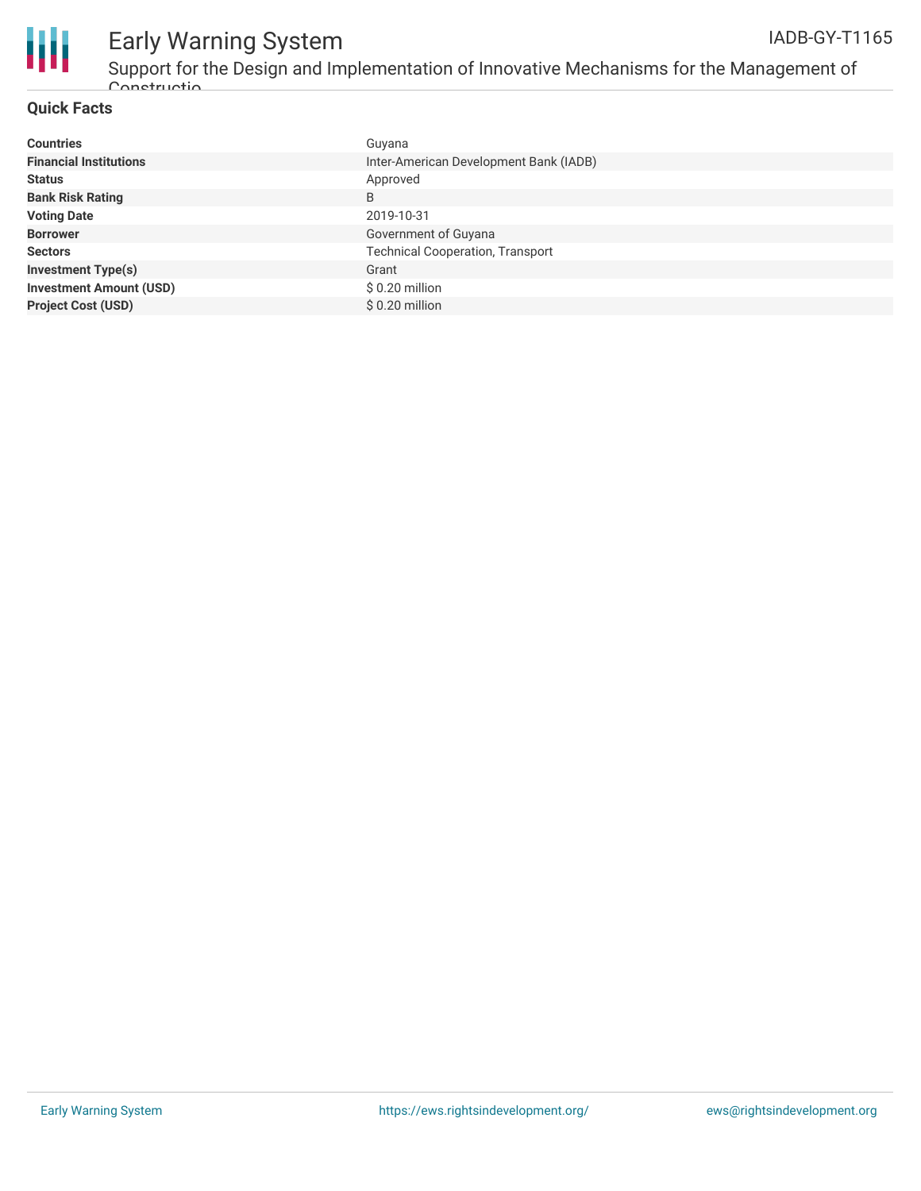## Quick Facts

| | |
|---|---|
| **Countries** | Guyana |
| **Financial Institutions** | Inter-American Development Bank (IADB) |
| **Status** | Approved |
| **Bank Risk Rating** | B |
| **Voting Date** | 2019-10-31 |
| **Borrower** | Government of Guyana |
| **Sectors** | Technical Cooperation, Transport |
| **Investment Type(s)** | Grant |
| **Investment Amount (USD)** | $ 0.20 million |
| **Project Cost (USD)** | $ 0.20 million |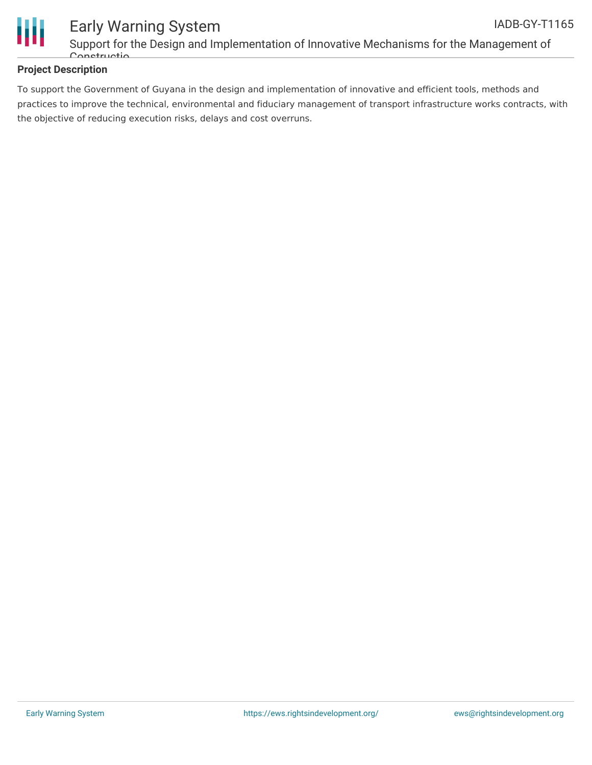## Project Description

To support the Government of Guyana in the design and implementation of innovative and efficient tools, methods and practices to improve the technical, environmental and fiduciary management of transport infrastructure works contracts, with the objective of reducing execution risks, delays and cost overruns.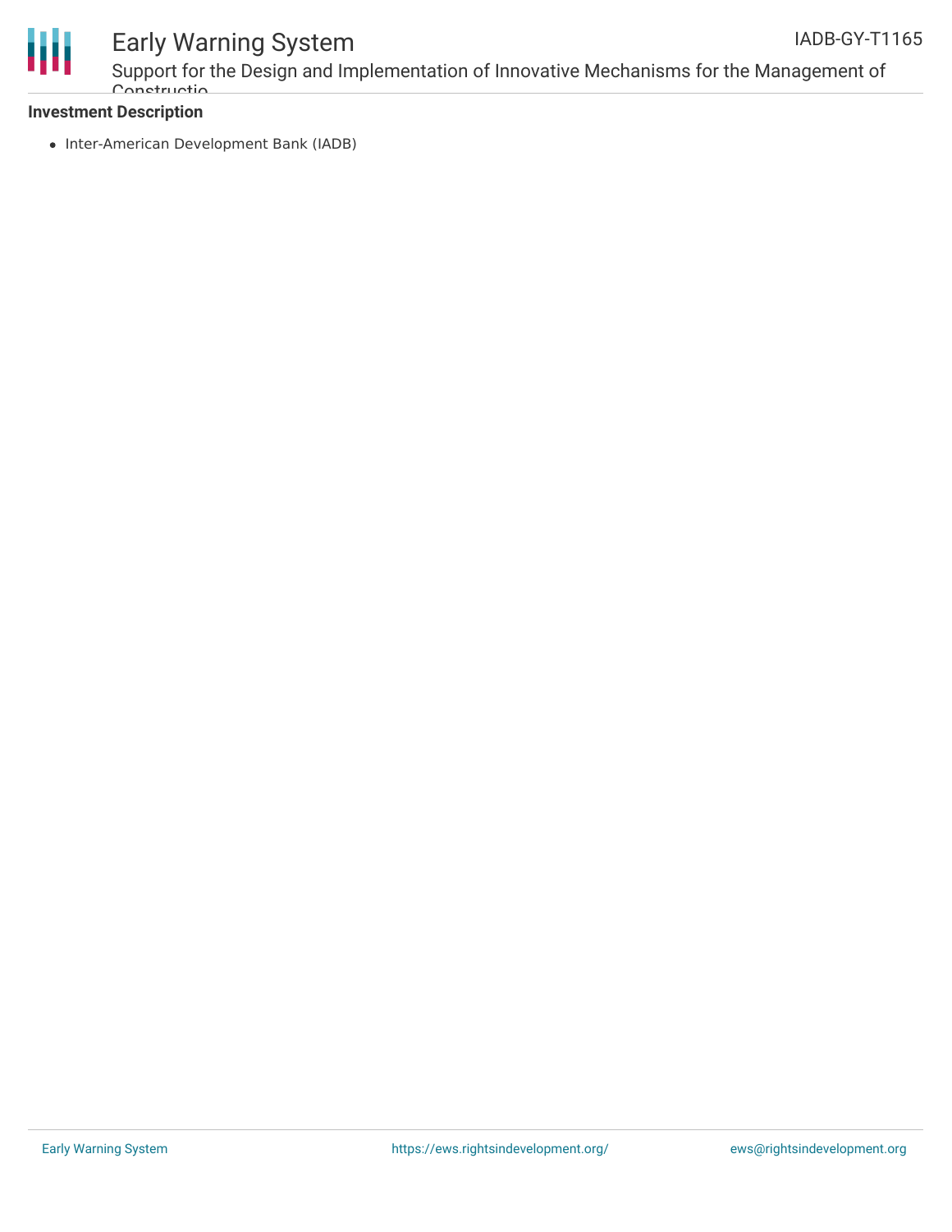**Investment Description**

- Inter-American Development Bank (IADB)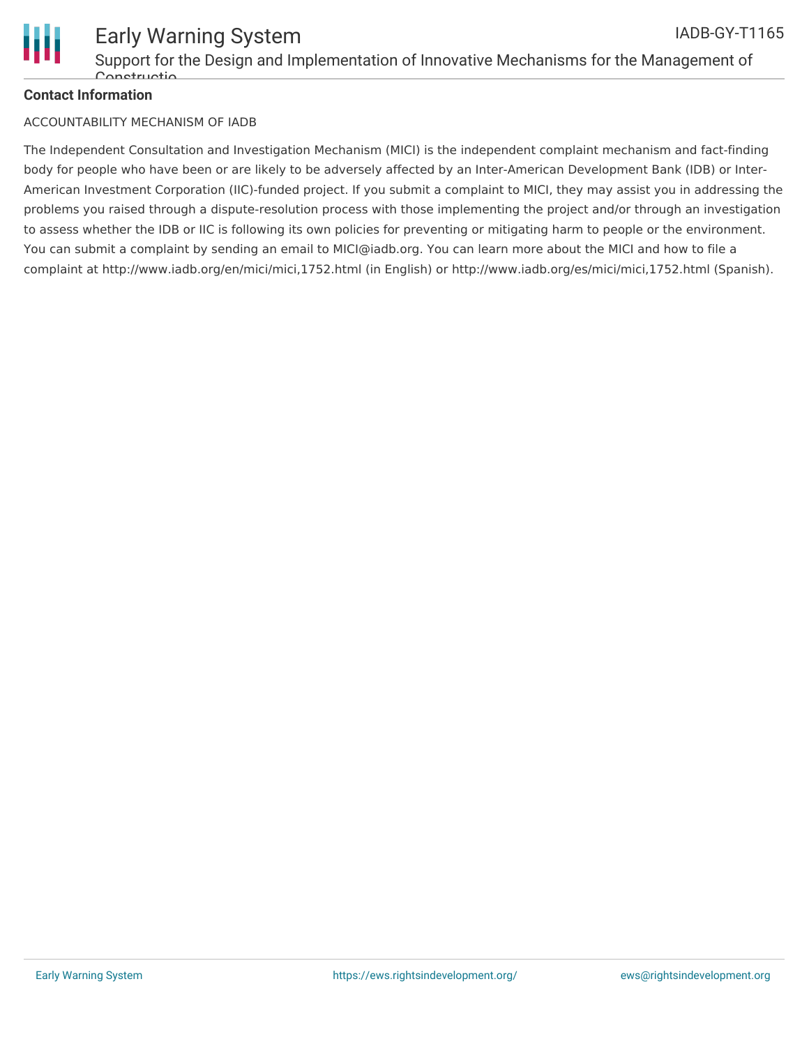**Contact Information**

ACCOUNTABILITY MECHANISM OF IADB

The Independent Consultation and Investigation Mechanism (MICI) is the independent complaint mechanism and fact-finding body for people who have been or are likely to be adversely affected by an Inter-American Development Bank (IDB) or Inter-American Investment Corporation (IIC)-funded project. If you submit a complaint to MICI, they may assist you in addressing the problems you raised through a dispute-resolution process with those implementing the project and/or through an investigation to assess whether the IDB or IIC is following its own policies for preventing or mitigating harm to people or the environment. You can submit a complaint by sending an email to MICI@iadb.org. You can learn more about the MICI and how to file a complaint at http://www.iadb.org/en/mici/mici,1752.html (in English) or http://www.iadb.org/es/mici/mici,1752.html (Spanish).